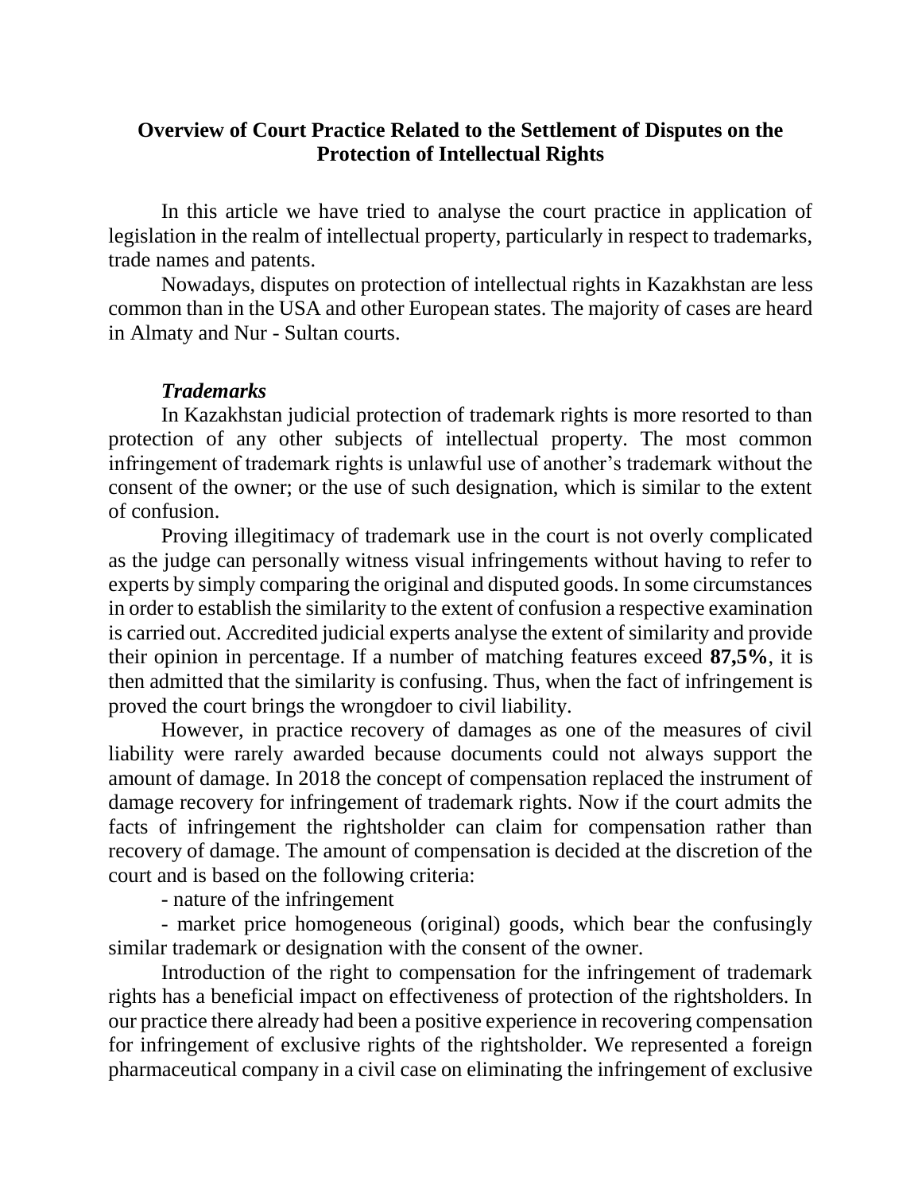# Overview of Court Practice Related to the Settlement of Disputes on the Protection of Intellectual Rights

In this article we have tried to analyse the court practice in application of legislation in the realm of intellectual property, particularly in respect to trademarks, trade names and patents.

Nowadays, disputes on protection of intellectual rights in Kazakhstan are less common than in the USA and other European states. The majority of cases are heard in Almaty and Nur - Sultan courts.

### *Trademarks*

In Kazakhstan judicial protection of trademark rights is more resorted to than protection of any other subjects of intellectual property. The most common infringement of trademark rights is unlawful use of another's trademark without the consent of the owner; or the use of such designation, which is similar to the extent of confusion.

Proving illegitimacy of trademark use in the court is not overly complicated as the judge can personally witness visual infringements without having to refer to experts by simply comparing the original and disputed goods. In some circumstances in order to establish the similarity to the extent of confusion a respective examination is carried out. Accredited judicial experts analyse the extent of similarity and provide their opinion in percentage. If a number of matching features exceed **87,5%**, it is then admitted that the similarity is confusing. Thus, when the fact of infringement is proved the court brings the wrongdoer to civil liability.

However, in practice recovery of damages as one of the measures of civil liability were rarely awarded because documents could not always support the amount of damage. In 2018 the concept of compensation replaced the instrument of damage recovery for infringement of trademark rights. Now if the court admits the facts of infringement the rightsholder can claim for compensation rather than recovery of damage. The amount of compensation is decided at the discretion of the court and is based on the following criteria:

- nature of the infringement
- market price homogeneous (original) goods, which bear the confusingly similar trademark or designation with the consent of the owner.

Introduction of the right to compensation for the infringement of trademark rights has a beneficial impact on effectiveness of protection of the rightsholders. In our practice there already had been a positive experience in recovering compensation for infringement of exclusive rights of the rightsholder. We represented a foreign pharmaceutical company in a civil case on eliminating the infringement of exclusive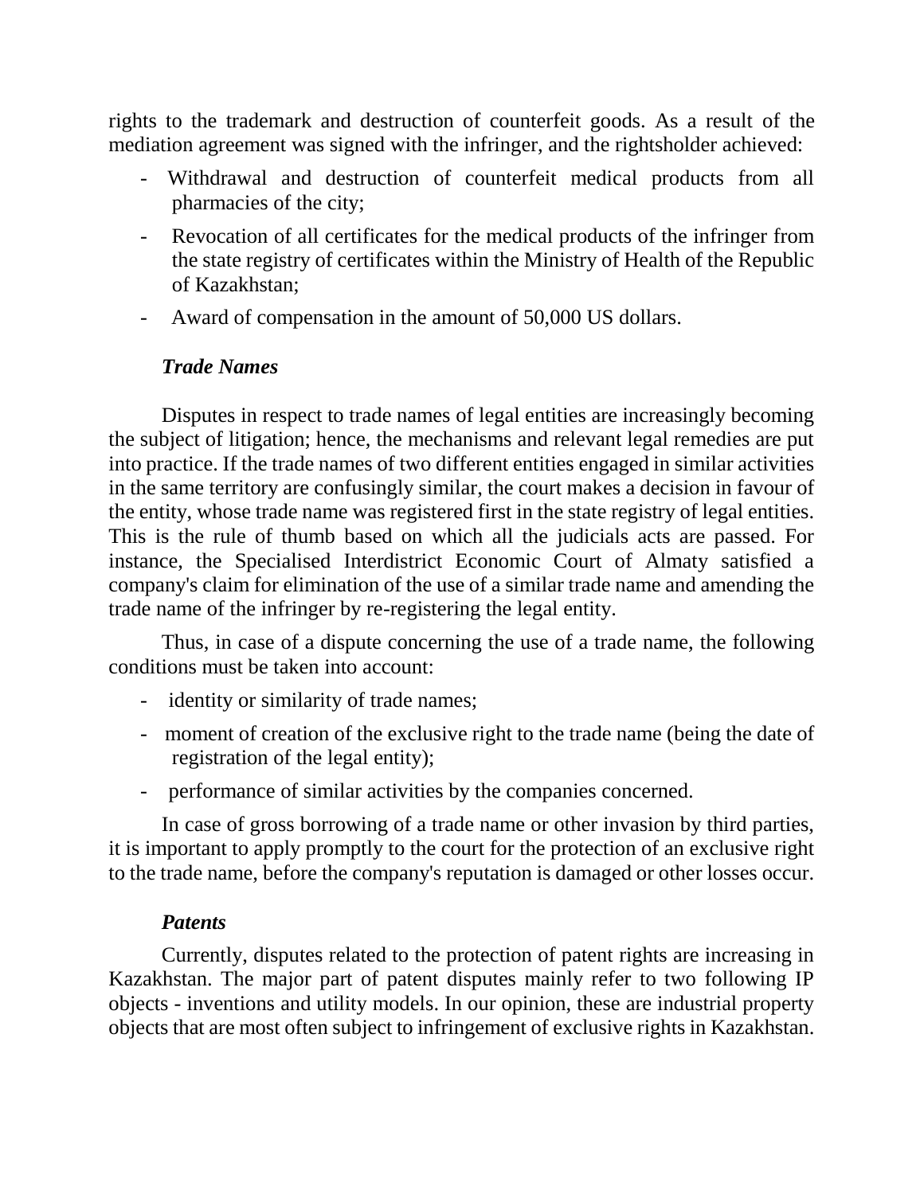rights to the trademark and destruction of counterfeit goods. As a result of the mediation agreement was signed with the infringer, and the rightsholder achieved:

- Withdrawal and destruction of counterfeit medical products from all pharmacies of the city;
- Revocation of all certificates for the medical products of the infringer from the state registry of certificates within the Ministry of Health of the Republic of Kazakhstan;
- Award of compensation in the amount of 50,000 US dollars.

***Trade Names***

Disputes in respect to trade names of legal entities are increasingly becoming the subject of litigation; hence, the mechanisms and relevant legal remedies are put into practice. If the trade names of two different entities engaged in similar activities in the same territory are confusingly similar, the court makes a decision in favour of the entity, whose trade name was registered first in the state registry of legal entities. This is the rule of thumb based on which all the judicials acts are passed. For instance, the Specialised Interdistrict Economic Court of Almaty satisfied a company's claim for elimination of the use of a similar trade name and amending the trade name of the infringer by re-registering the legal entity.

Thus, in case of a dispute concerning the use of a trade name, the following conditions must be taken into account:

- identity or similarity of trade names;
- moment of creation of the exclusive right to the trade name (being the date of registration of the legal entity);
- performance of similar activities by the companies concerned.

In case of gross borrowing of a trade name or other invasion by third parties, it is important to apply promptly to the court for the protection of an exclusive right to the trade name, before the company's reputation is damaged or other losses occur.

***Patents***

Currently, disputes related to the protection of patent rights are increasing in Kazakhstan. The major part of patent disputes mainly refer to two following IP objects - inventions and utility models. In our opinion, these are industrial property objects that are most often subject to infringement of exclusive rights in Kazakhstan.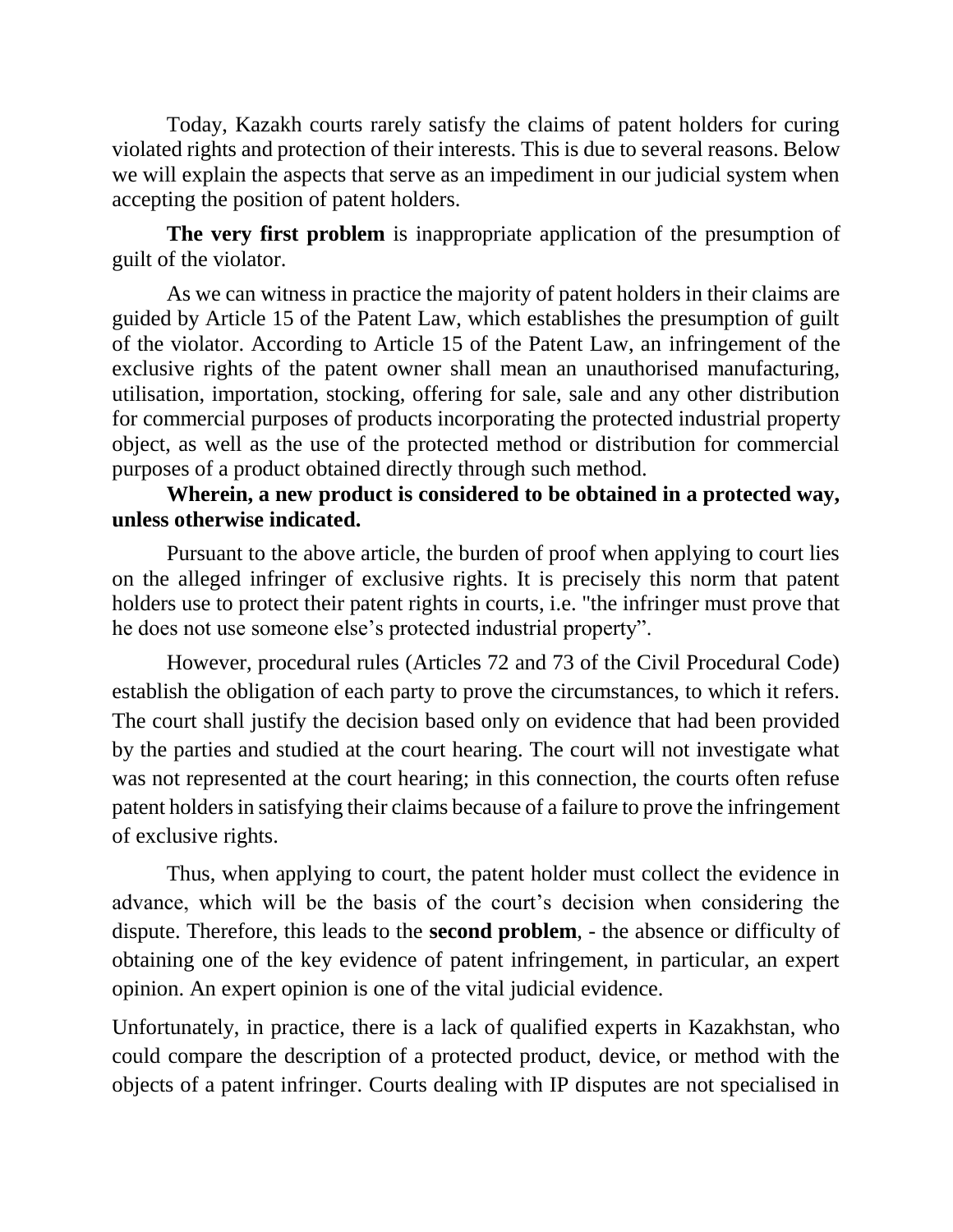Today, Kazakh courts rarely satisfy the claims of patent holders for curing violated rights and protection of their interests. This is due to several reasons. Below we will explain the aspects that serve as an impediment in our judicial system when accepting the position of patent holders.

**The very first problem** is inappropriate application of the presumption of guilt of the violator.

As we can witness in practice the majority of patent holders in their claims are guided by Article 15 of the Patent Law, which establishes the presumption of guilt of the violator. According to Article 15 of the Patent Law, an infringement of the exclusive rights of the patent owner shall mean an unauthorised manufacturing, utilisation, importation, stocking, offering for sale, sale and any other distribution for commercial purposes of products incorporating the protected industrial property object, as well as the use of the protected method or distribution for commercial purposes of a product obtained directly through such method.

**Wherein, a new product is considered to be obtained in a protected way, unless otherwise indicated.**

Pursuant to the above article, the burden of proof when applying to court lies on the alleged infringer of exclusive rights. It is precisely this norm that patent holders use to protect their patent rights in courts, i.e. "the infringer must prove that he does not use someone else's protected industrial property".

However, procedural rules (Articles 72 and 73 of the Civil Procedural Code) establish the obligation of each party to prove the circumstances, to which it refers. The court shall justify the decision based only on evidence that had been provided by the parties and studied at the court hearing. The court will not investigate what was not represented at the court hearing; in this connection, the courts often refuse patent holders in satisfying their claims because of a failure to prove the infringement of exclusive rights.

Thus, when applying to court, the patent holder must collect the evidence in advance, which will be the basis of the court's decision when considering the dispute. Therefore, this leads to the **second problem**, - the absence or difficulty of obtaining one of the key evidence of patent infringement, in particular, an expert opinion. An expert opinion is one of the vital judicial evidence.

Unfortunately, in practice, there is a lack of qualified experts in Kazakhstan, who could compare the description of a protected product, device, or method with the objects of a patent infringer. Courts dealing with IP disputes are not specialised in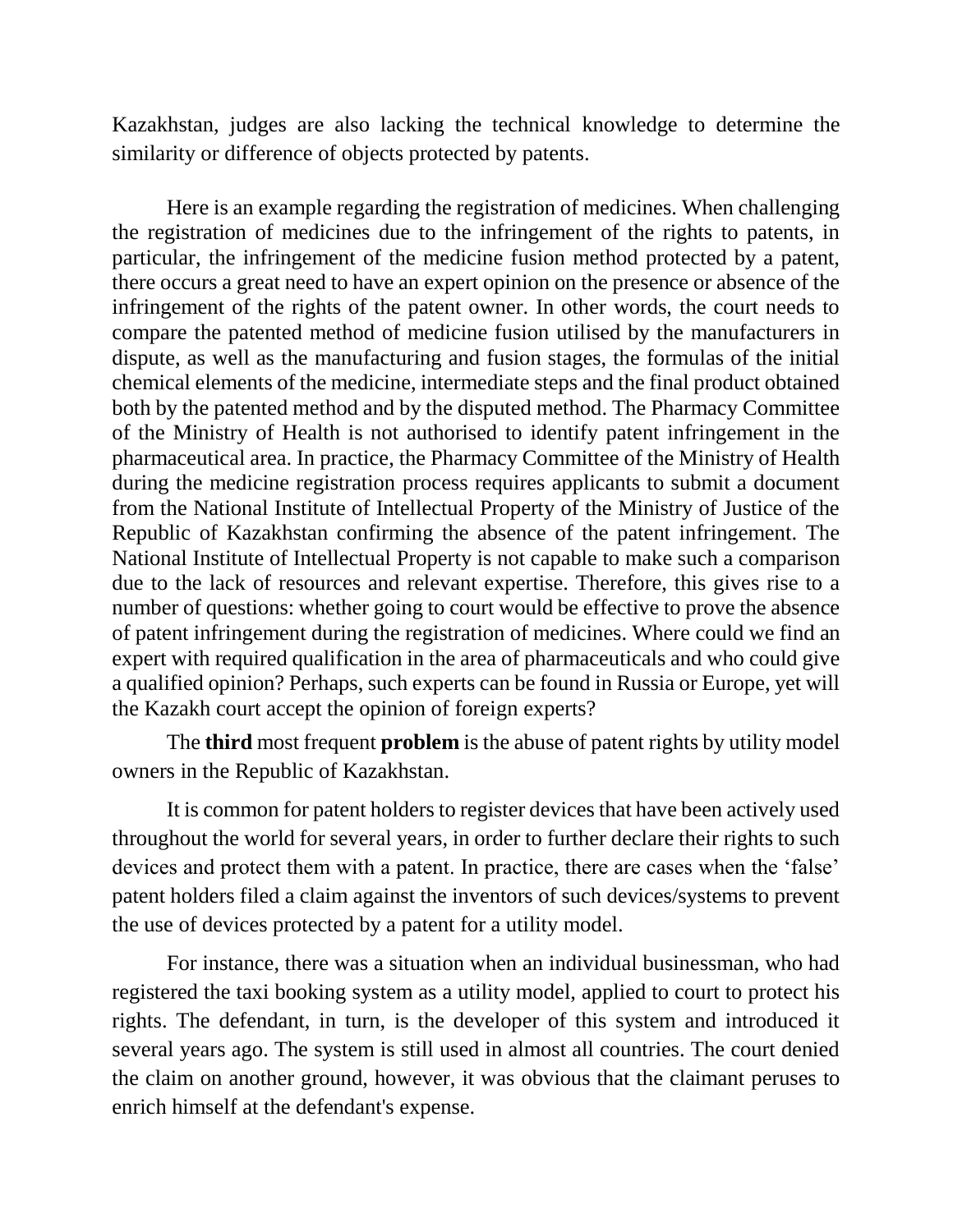Kazakhstan, judges are also lacking the technical knowledge to determine the similarity or difference of objects protected by patents.

Here is an example regarding the registration of medicines. When challenging the registration of medicines due to the infringement of the rights to patents, in particular, the infringement of the medicine fusion method protected by a patent, there occurs a great need to have an expert opinion on the presence or absence of the infringement of the rights of the patent owner. In other words, the court needs to compare the patented method of medicine fusion utilised by the manufacturers in dispute, as well as the manufacturing and fusion stages, the formulas of the initial chemical elements of the medicine, intermediate steps and the final product obtained both by the patented method and by the disputed method. The Pharmacy Committee of the Ministry of Health is not authorised to identify patent infringement in the pharmaceutical area. In practice, the Pharmacy Committee of the Ministry of Health during the medicine registration process requires applicants to submit a document from the National Institute of Intellectual Property of the Ministry of Justice of the Republic of Kazakhstan confirming the absence of the patent infringement. The National Institute of Intellectual Property is not capable to make such a comparison due to the lack of resources and relevant expertise. Therefore, this gives rise to a number of questions: whether going to court would be effective to prove the absence of patent infringement during the registration of medicines. Where could we find an expert with required qualification in the area of pharmaceuticals and who could give a qualified opinion? Perhaps, such experts can be found in Russia or Europe, yet will the Kazakh court accept the opinion of foreign experts?

The **third** most frequent **problem** is the abuse of patent rights by utility model owners in the Republic of Kazakhstan.

It is common for patent holders to register devices that have been actively used throughout the world for several years, in order to further declare their rights to such devices and protect them with a patent. In practice, there are cases when the 'false' patent holders filed a claim against the inventors of such devices/systems to prevent the use of devices protected by a patent for a utility model.

For instance, there was a situation when an individual businessman, who had registered the taxi booking system as a utility model, applied to court to protect his rights. The defendant, in turn, is the developer of this system and introduced it several years ago. The system is still used in almost all countries. The court denied the claim on another ground, however, it was obvious that the claimant peruses to enrich himself at the defendant's expense.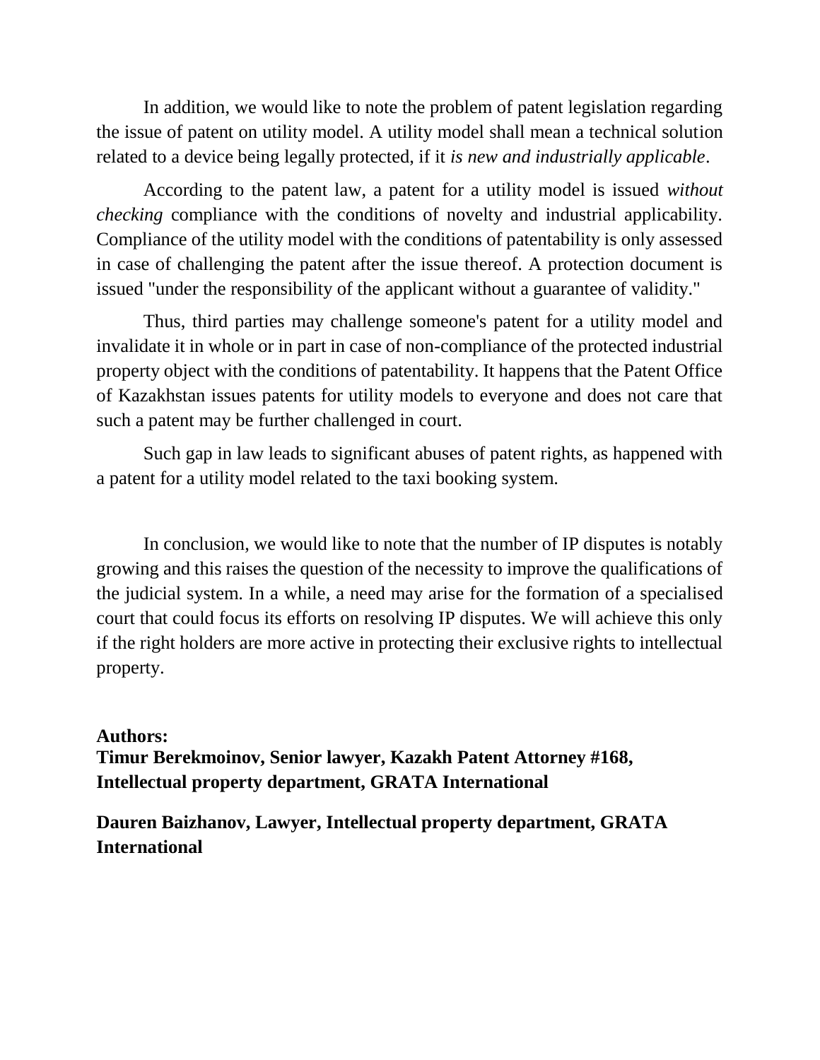In addition, we would like to note the problem of patent legislation regarding the issue of patent on utility model. A utility model shall mean a technical solution related to a device being legally protected, if it *is new and industrially applicable*.

According to the patent law, a patent for a utility model is issued *without checking* compliance with the conditions of novelty and industrial applicability. Compliance of the utility model with the conditions of patentability is only assessed in case of challenging the patent after the issue thereof. A protection document is issued "under the responsibility of the applicant without a guarantee of validity."

Thus, third parties may challenge someone's patent for a utility model and invalidate it in whole or in part in case of non-compliance of the protected industrial property object with the conditions of patentability. It happens that the Patent Office of Kazakhstan issues patents for utility models to everyone and does not care that such a patent may be further challenged in court.

Such gap in law leads to significant abuses of patent rights, as happened with a patent for a utility model related to the taxi booking system.

In conclusion, we would like to note that the number of IP disputes is notably growing and this raises the question of the necessity to improve the qualifications of the judicial system. In a while, a need may arise for the formation of a specialised court that could focus its efforts on resolving IP disputes. We will achieve this only if the right holders are more active in protecting their exclusive rights to intellectual property.

**Authors:**
**Timur Berekmoinov, Senior lawyer, Kazakh Patent Attorney #168, Intellectual property department, GRATA International**

**Dauren Baizhanov, Lawyer, Intellectual property department, GRATA International**